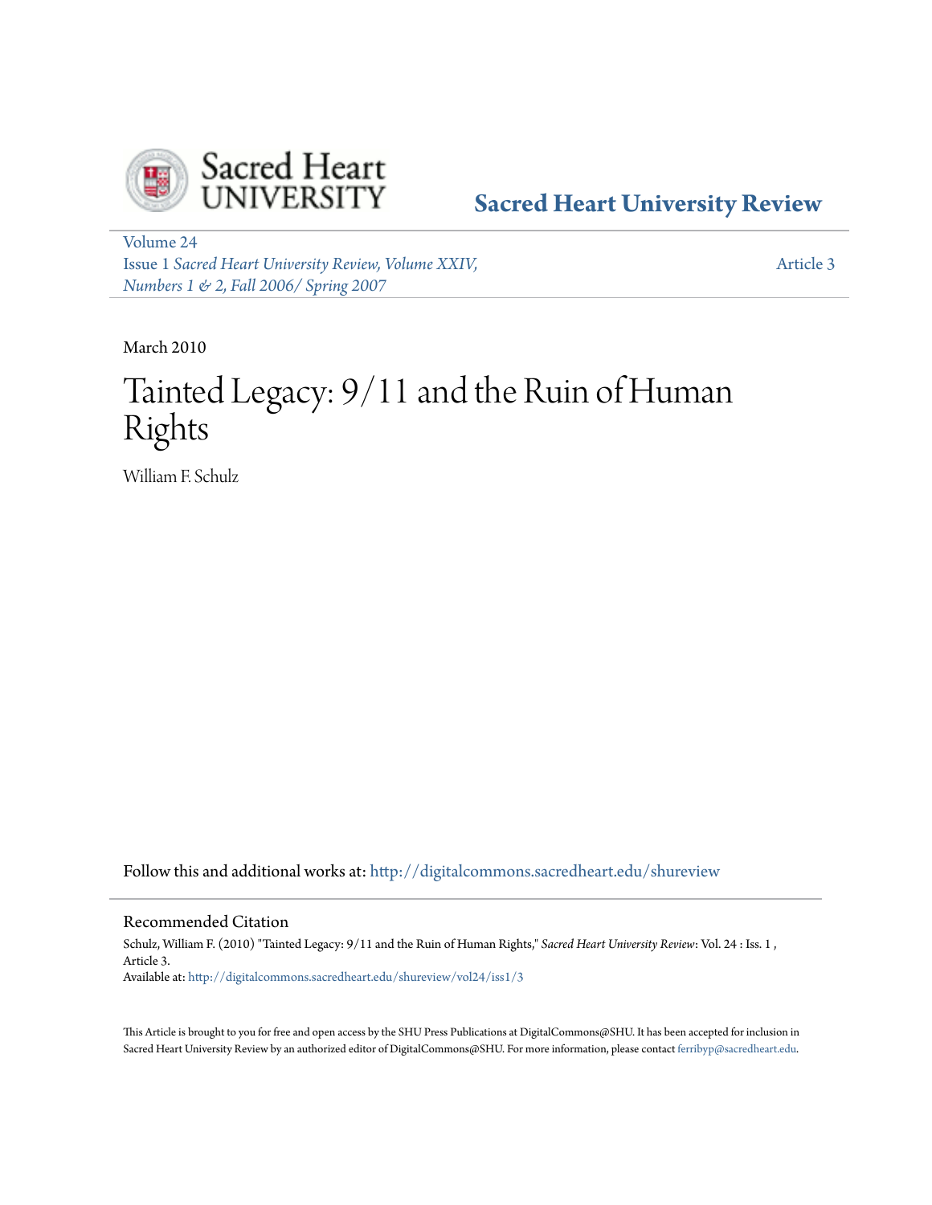Sacred Heart University Review

Volume 24
Issue 1 *Sacred Heart University Review, Volume XXIV, Numbers 1 & 2, Fall 2006/ Spring 2007*

Article 3

March 2010

# Tainted Legacy: 9/11 and the Ruin of Human Rights

William F. Schulz

Follow this and additional works at: http://digitalcommons.sacredheart.edu/shureview

## Recommended Citation

Schulz, William F. (2010) "Tainted Legacy: 9/11 and the Ruin of Human Rights," *Sacred Heart University Review*: Vol. 24 : Iss. 1 , Article 3.
Available at: http://digitalcommons.sacredheart.edu/shureview/vol24/iss1/3

This Article is brought to you for free and open access by the SHU Press Publications at DigitalCommons@SHU. It has been accepted for inclusion in Sacred Heart University Review by an authorized editor of DigitalCommons@SHU. For more information, please contact ferribyp@sacredheart.edu.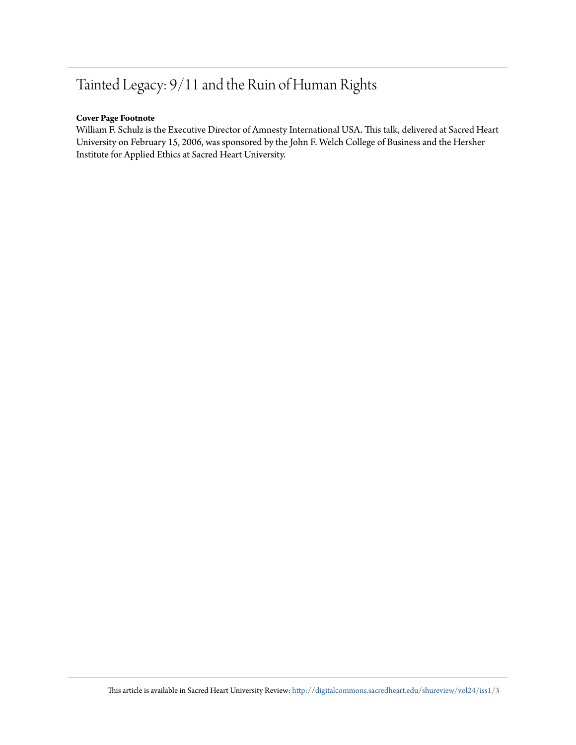# Tainted Legacy: 9/11 and the Ruin of Human Rights

**Cover Page Footnote**

William F. Schulz is the Executive Director of Amnesty International USA. This talk, delivered at Sacred Heart University on February 15, 2006, was sponsored by the John F. Welch College of Business and the Hersher Institute for Applied Ethics at Sacred Heart University.

This article is available in Sacred Heart University Review: http://digitalcommons.sacredheart.edu/shureview/vol24/iss1/3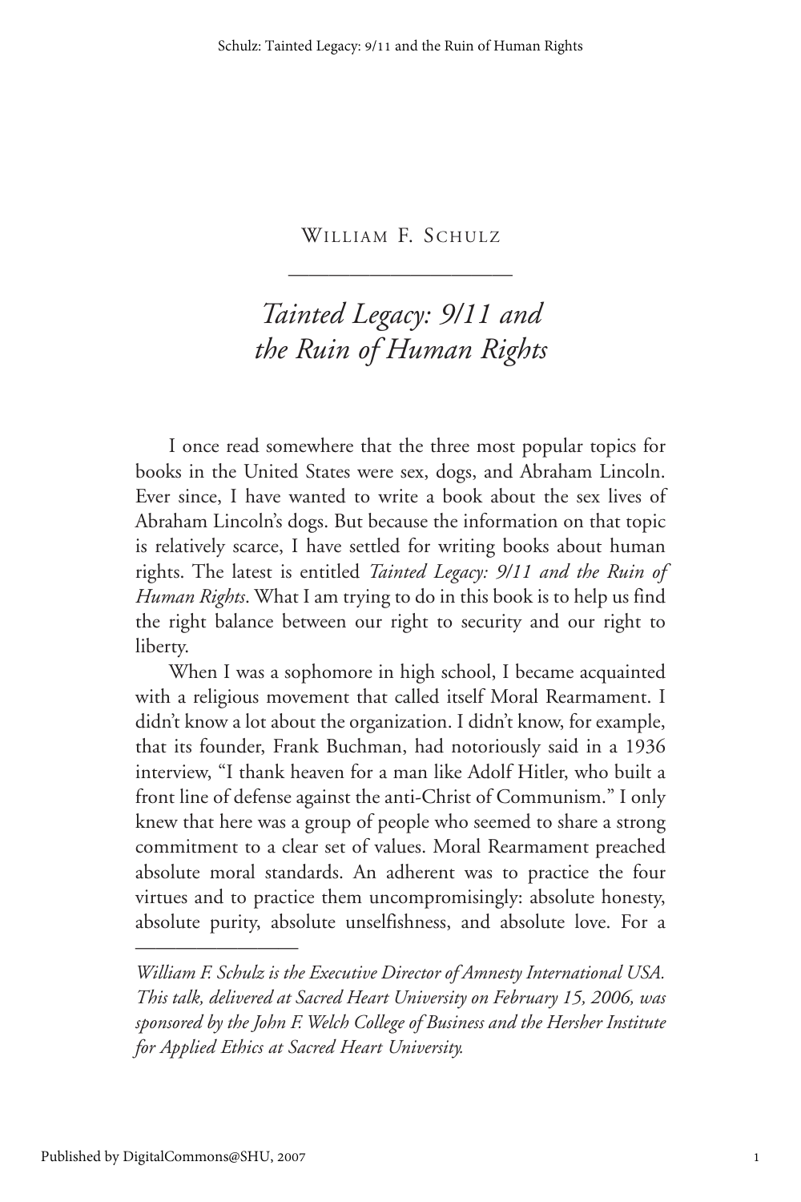William F. Schulz

# *Tainted Legacy: 9/11 and the Ruin of Human Rights*

I once read somewhere that the three most popular topics for books in the United States were sex, dogs, and Abraham Lincoln. Ever since, I have wanted to write a book about the sex lives of Abraham Lincoln's dogs. But because the information on that topic is relatively scarce, I have settled for writing books about human rights. The latest is entitled *Tainted Legacy: 9/11 and the Ruin of Human Rights*. What I am trying to do in this book is to help us find the right balance between our right to security and our right to liberty.

When I was a sophomore in high school, I became acquainted with a religious movement that called itself Moral Rearmament. I didn't know a lot about the organization. I didn't know, for example, that its founder, Frank Buchman, had notoriously said in a 1936 interview, "I thank heaven for a man like Adolf Hitler, who built a front line of defense against the anti-Christ of Communism." I only knew that here was a group of people who seemed to share a strong commitment to a clear set of values. Moral Rearmament preached absolute moral standards. An adherent was to practice the four virtues and to practice them uncompromisingly: absolute honesty, absolute purity, absolute unselfishness, and absolute love. For a

---

*William F. Schulz is the Executive Director of Amnesty International USA. This talk, delivered at Sacred Heart University on February 15, 2006, was sponsored by the John F. Welch College of Business and the Hersher Institute for Applied Ethics at Sacred Heart University.*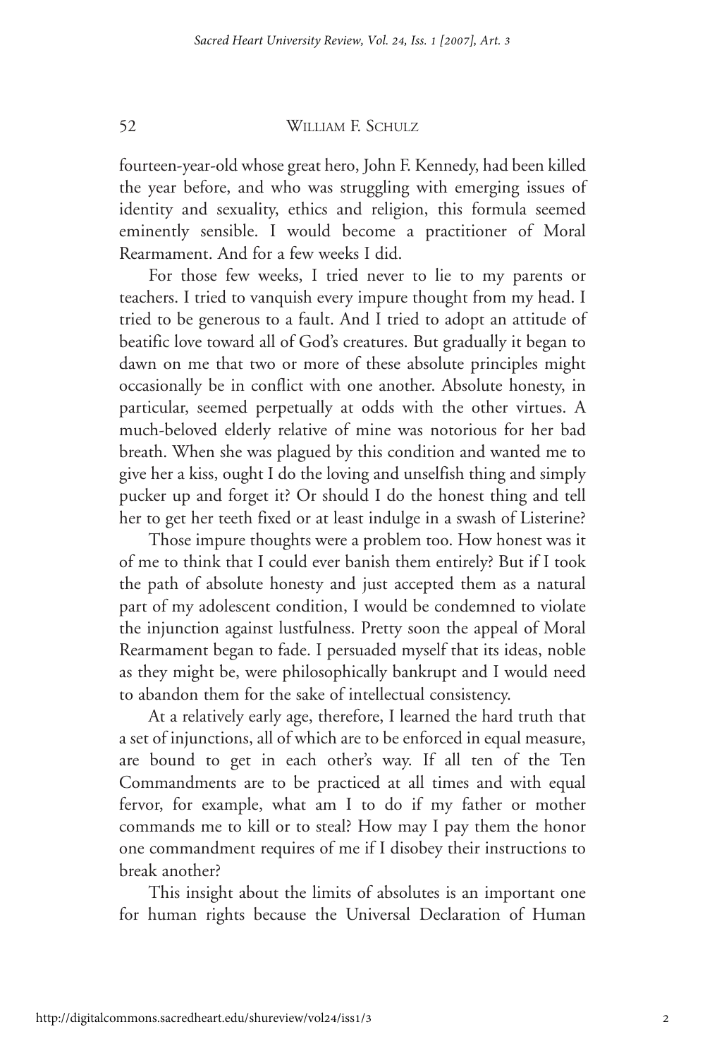fourteen-year-old whose great hero, John F. Kennedy, had been killed the year before, and who was struggling with emerging issues of identity and sexuality, ethics and religion, this formula seemed eminently sensible. I would become a practitioner of Moral Rearmament. And for a few weeks I did.

For those few weeks, I tried never to lie to my parents or teachers. I tried to vanquish every impure thought from my head. I tried to be generous to a fault. And I tried to adopt an attitude of beatific love toward all of God's creatures. But gradually it began to dawn on me that two or more of these absolute principles might occasionally be in conflict with one another. Absolute honesty, in particular, seemed perpetually at odds with the other virtues. A much-beloved elderly relative of mine was notorious for her bad breath. When she was plagued by this condition and wanted me to give her a kiss, ought I do the loving and unselfish thing and simply pucker up and forget it? Or should I do the honest thing and tell her to get her teeth fixed or at least indulge in a swash of Listerine?

Those impure thoughts were a problem too. How honest was it of me to think that I could ever banish them entirely? But if I took the path of absolute honesty and just accepted them as a natural part of my adolescent condition, I would be condemned to violate the injunction against lustfulness. Pretty soon the appeal of Moral Rearmament began to fade. I persuaded myself that its ideas, noble as they might be, were philosophically bankrupt and I would need to abandon them for the sake of intellectual consistency.

At a relatively early age, therefore, I learned the hard truth that a set of injunctions, all of which are to be enforced in equal measure, are bound to get in each other's way. If all ten of the Ten Commandments are to be practiced at all times and with equal fervor, for example, what am I to do if my father or mother commands me to kill or to steal? How may I pay them the honor one commandment requires of me if I disobey their instructions to break another?

This insight about the limits of absolutes is an important one for human rights because the Universal Declaration of Human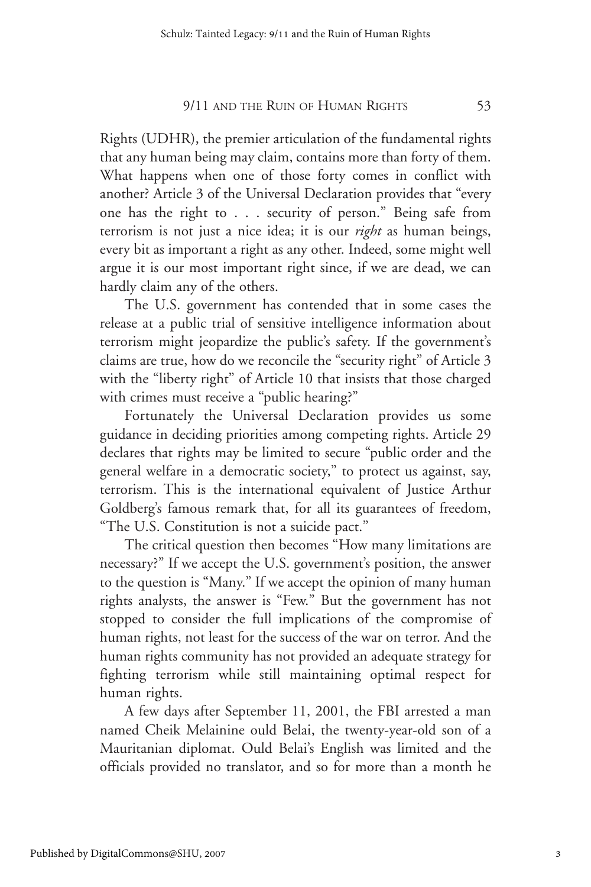Rights (UDHR), the premier articulation of the fundamental rights that any human being may claim, contains more than forty of them. What happens when one of those forty comes in conflict with another? Article 3 of the Universal Declaration provides that "every one has the right to . . . security of person." Being safe from terrorism is not just a nice idea; it is our *right* as human beings, every bit as important a right as any other. Indeed, some might well argue it is our most important right since, if we are dead, we can hardly claim any of the others.

The U.S. government has contended that in some cases the release at a public trial of sensitive intelligence information about terrorism might jeopardize the public's safety. If the government's claims are true, how do we reconcile the "security right" of Article 3 with the "liberty right" of Article 10 that insists that those charged with crimes must receive a "public hearing?"

Fortunately the Universal Declaration provides us some guidance in deciding priorities among competing rights. Article 29 declares that rights may be limited to secure "public order and the general welfare in a democratic society," to protect us against, say, terrorism. This is the international equivalent of Justice Arthur Goldberg's famous remark that, for all its guarantees of freedom, "The U.S. Constitution is not a suicide pact."

The critical question then becomes "How many limitations are necessary?" If we accept the U.S. government's position, the answer to the question is "Many." If we accept the opinion of many human rights analysts, the answer is "Few." But the government has not stopped to consider the full implications of the compromise of human rights, not least for the success of the war on terror. And the human rights community has not provided an adequate strategy for fighting terrorism while still maintaining optimal respect for human rights.

A few days after September 11, 2001, the FBI arrested a man named Cheik Melainine ould Belai, the twenty-year-old son of a Mauritanian diplomat. Ould Belai's English was limited and the officials provided no translator, and so for more than a month he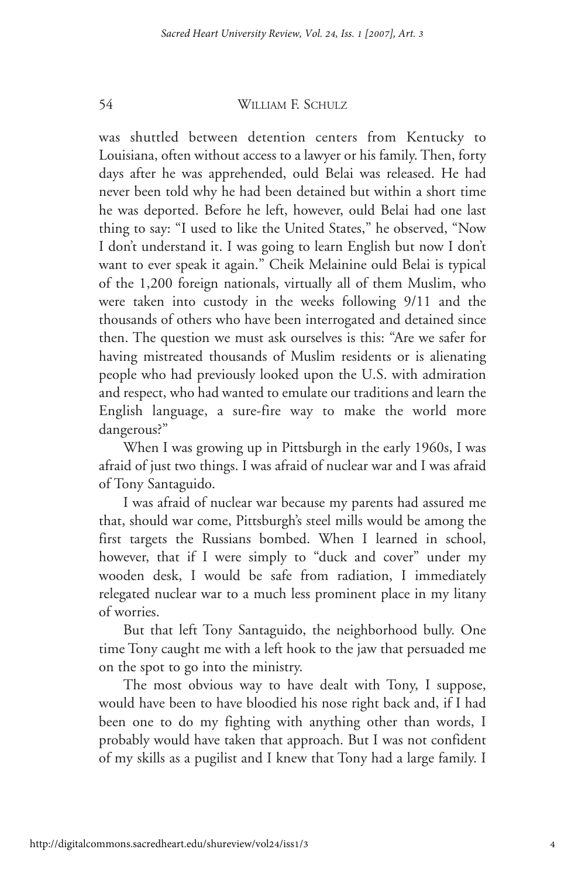was shuttled between detention centers from Kentucky to Louisiana, often without access to a lawyer or his family. Then, forty days after he was apprehended, ould Belai was released. He had never been told why he had been detained but within a short time he was deported. Before he left, however, ould Belai had one last thing to say: "I used to like the United States," he observed, "Now I don't understand it. I was going to learn English but now I don't want to ever speak it again." Cheik Melainine ould Belai is typical of the 1,200 foreign nationals, virtually all of them Muslim, who were taken into custody in the weeks following 9/11 and the thousands of others who have been interrogated and detained since then. The question we must ask ourselves is this: "Are we safer for having mistreated thousands of Muslim residents or is alienating people who had previously looked upon the U.S. with admiration and respect, who had wanted to emulate our traditions and learn the English language, a sure-fire way to make the world more dangerous?"

When I was growing up in Pittsburgh in the early 1960s, I was afraid of just two things. I was afraid of nuclear war and I was afraid of Tony Santaguido.

I was afraid of nuclear war because my parents had assured me that, should war come, Pittsburgh's steel mills would be among the first targets the Russians bombed. When I learned in school, however, that if I were simply to "duck and cover" under my wooden desk, I would be safe from radiation, I immediately relegated nuclear war to a much less prominent place in my litany of worries.

But that left Tony Santaguido, the neighborhood bully. One time Tony caught me with a left hook to the jaw that persuaded me on the spot to go into the ministry.

The most obvious way to have dealt with Tony, I suppose, would have been to have bloodied his nose right back and, if I had been one to do my fighting with anything other than words, I probably would have taken that approach. But I was not confident of my skills as a pugilist and I knew that Tony had a large family. I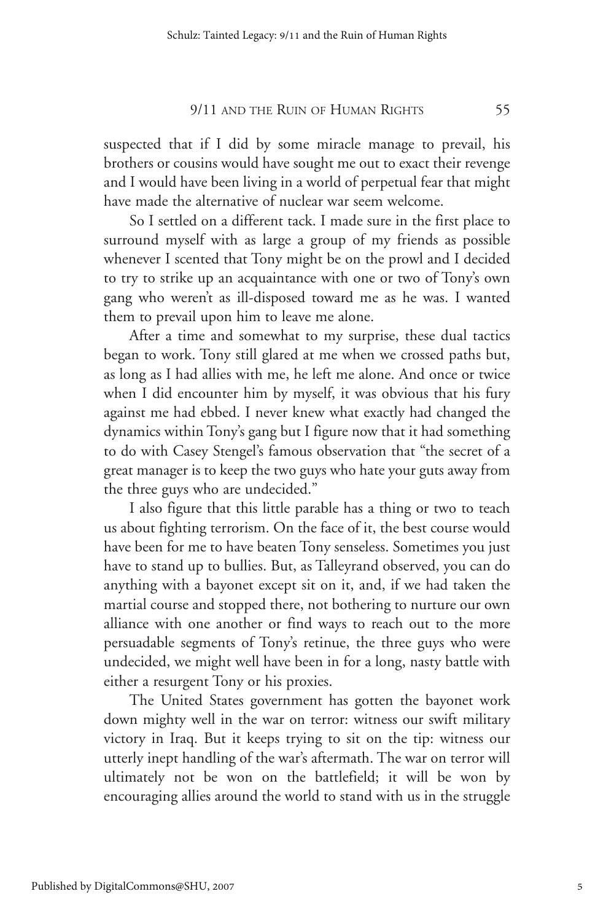suspected that if I did by some miracle manage to prevail, his brothers or cousins would have sought me out to exact their revenge and I would have been living in a world of perpetual fear that might have made the alternative of nuclear war seem welcome.

So I settled on a different tack. I made sure in the first place to surround myself with as large a group of my friends as possible whenever I scented that Tony might be on the prowl and I decided to try to strike up an acquaintance with one or two of Tony's own gang who weren't as ill-disposed toward me as he was. I wanted them to prevail upon him to leave me alone.

After a time and somewhat to my surprise, these dual tactics began to work. Tony still glared at me when we crossed paths but, as long as I had allies with me, he left me alone. And once or twice when I did encounter him by myself, it was obvious that his fury against me had ebbed. I never knew what exactly had changed the dynamics within Tony's gang but I figure now that it had something to do with Casey Stengel's famous observation that "the secret of a great manager is to keep the two guys who hate your guts away from the three guys who are undecided."

I also figure that this little parable has a thing or two to teach us about fighting terrorism. On the face of it, the best course would have been for me to have beaten Tony senseless. Sometimes you just have to stand up to bullies. But, as Talleyrand observed, you can do anything with a bayonet except sit on it, and, if we had taken the martial course and stopped there, not bothering to nurture our own alliance with one another or find ways to reach out to the more persuadable segments of Tony's retinue, the three guys who were undecided, we might well have been in for a long, nasty battle with either a resurgent Tony or his proxies.

The United States government has gotten the bayonet work down mighty well in the war on terror: witness our swift military victory in Iraq. But it keeps trying to sit on the tip: witness our utterly inept handling of the war's aftermath. The war on terror will ultimately not be won on the battlefield; it will be won by encouraging allies around the world to stand with us in the struggle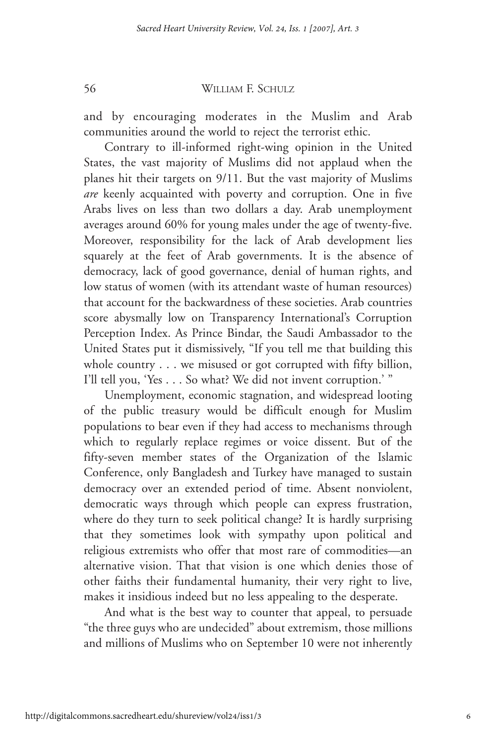and by encouraging moderates in the Muslim and Arab communities around the world to reject the terrorist ethic.

Contrary to ill-informed right-wing opinion in the United States, the vast majority of Muslims did not applaud when the planes hit their targets on 9/11. But the vast majority of Muslims *are* keenly acquainted with poverty and corruption. One in five Arabs lives on less than two dollars a day. Arab unemployment averages around 60% for young males under the age of twenty-five. Moreover, responsibility for the lack of Arab development lies squarely at the feet of Arab governments. It is the absence of democracy, lack of good governance, denial of human rights, and low status of women (with its attendant waste of human resources) that account for the backwardness of these societies. Arab countries score abysmally low on Transparency International's Corruption Perception Index. As Prince Bindar, the Saudi Ambassador to the United States put it dismissively, "If you tell me that building this whole country . . . we misused or got corrupted with fifty billion, I'll tell you, 'Yes . . . So what? We did not invent corruption.' "

Unemployment, economic stagnation, and widespread looting of the public treasury would be difficult enough for Muslim populations to bear even if they had access to mechanisms through which to regularly replace regimes or voice dissent. But of the fifty-seven member states of the Organization of the Islamic Conference, only Bangladesh and Turkey have managed to sustain democracy over an extended period of time. Absent nonviolent, democratic ways through which people can express frustration, where do they turn to seek political change? It is hardly surprising that they sometimes look with sympathy upon political and religious extremists who offer that most rare of commodities—an alternative vision. That that vision is one which denies those of other faiths their fundamental humanity, their very right to live, makes it insidious indeed but no less appealing to the desperate.

And what is the best way to counter that appeal, to persuade "the three guys who are undecided" about extremism, those millions and millions of Muslims who on September 10 were not inherently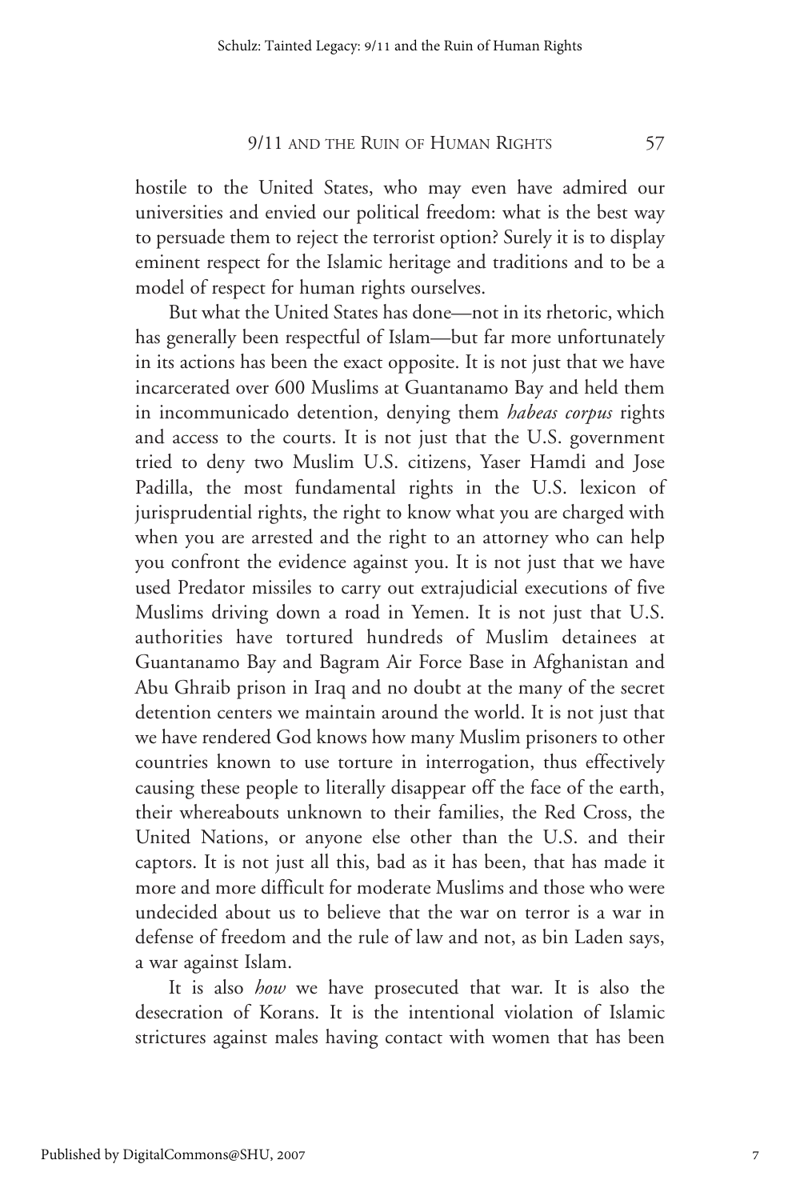hostile to the United States, who may even have admired our universities and envied our political freedom: what is the best way to persuade them to reject the terrorist option? Surely it is to display eminent respect for the Islamic heritage and traditions and to be a model of respect for human rights ourselves.

But what the United States has done—not in its rhetoric, which has generally been respectful of Islam—but far more unfortunately in its actions has been the exact opposite. It is not just that we have incarcerated over 600 Muslims at Guantanamo Bay and held them in incommunicado detention, denying them *habeas corpus* rights and access to the courts. It is not just that the U.S. government tried to deny two Muslim U.S. citizens, Yaser Hamdi and Jose Padilla, the most fundamental rights in the U.S. lexicon of jurisprudential rights, the right to know what you are charged with when you are arrested and the right to an attorney who can help you confront the evidence against you. It is not just that we have used Predator missiles to carry out extrajudicial executions of five Muslims driving down a road in Yemen. It is not just that U.S. authorities have tortured hundreds of Muslim detainees at Guantanamo Bay and Bagram Air Force Base in Afghanistan and Abu Ghraib prison in Iraq and no doubt at the many of the secret detention centers we maintain around the world. It is not just that we have rendered God knows how many Muslim prisoners to other countries known to use torture in interrogation, thus effectively causing these people to literally disappear off the face of the earth, their whereabouts unknown to their families, the Red Cross, the United Nations, or anyone else other than the U.S. and their captors. It is not just all this, bad as it has been, that has made it more and more difficult for moderate Muslims and those who were undecided about us to believe that the war on terror is a war in defense of freedom and the rule of law and not, as bin Laden says, a war against Islam.

It is also *how* we have prosecuted that war. It is also the desecration of Korans. It is the intentional violation of Islamic strictures against males having contact with women that has been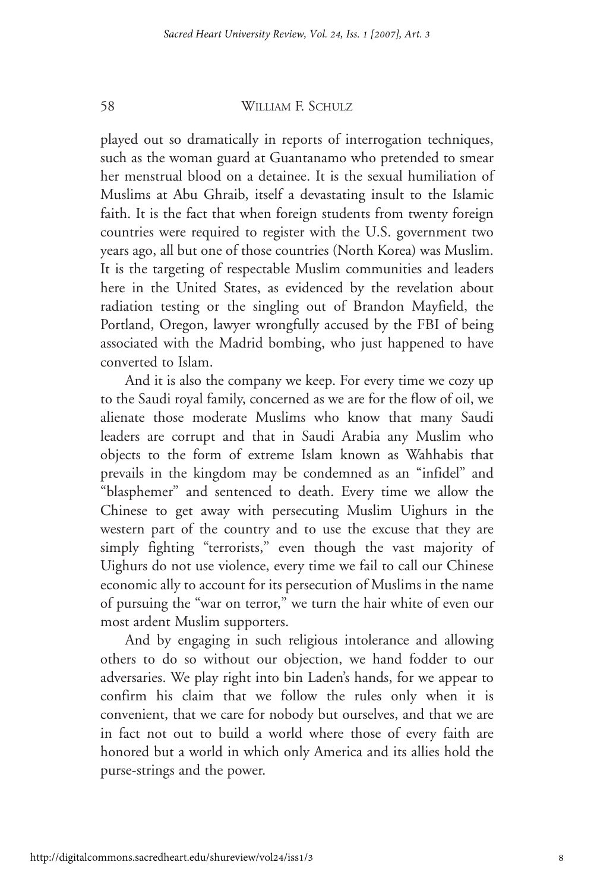played out so dramatically in reports of interrogation techniques, such as the woman guard at Guantanamo who pretended to smear her menstrual blood on a detainee. It is the sexual humiliation of Muslims at Abu Ghraib, itself a devastating insult to the Islamic faith. It is the fact that when foreign students from twenty foreign countries were required to register with the U.S. government two years ago, all but one of those countries (North Korea) was Muslim. It is the targeting of respectable Muslim communities and leaders here in the United States, as evidenced by the revelation about radiation testing or the singling out of Brandon Mayfield, the Portland, Oregon, lawyer wrongfully accused by the FBI of being associated with the Madrid bombing, who just happened to have converted to Islam.

And it is also the company we keep. For every time we cozy up to the Saudi royal family, concerned as we are for the flow of oil, we alienate those moderate Muslims who know that many Saudi leaders are corrupt and that in Saudi Arabia any Muslim who objects to the form of extreme Islam known as Wahhabis that prevails in the kingdom may be condemned as an "infidel" and "blasphemer" and sentenced to death. Every time we allow the Chinese to get away with persecuting Muslim Uighurs in the western part of the country and to use the excuse that they are simply fighting "terrorists," even though the vast majority of Uighurs do not use violence, every time we fail to call our Chinese economic ally to account for its persecution of Muslims in the name of pursuing the "war on terror," we turn the hair white of even our most ardent Muslim supporters.

And by engaging in such religious intolerance and allowing others to do so without our objection, we hand fodder to our adversaries. We play right into bin Laden's hands, for we appear to confirm his claim that we follow the rules only when it is convenient, that we care for nobody but ourselves, and that we are in fact not out to build a world where those of every faith are honored but a world in which only America and its allies hold the purse-strings and the power.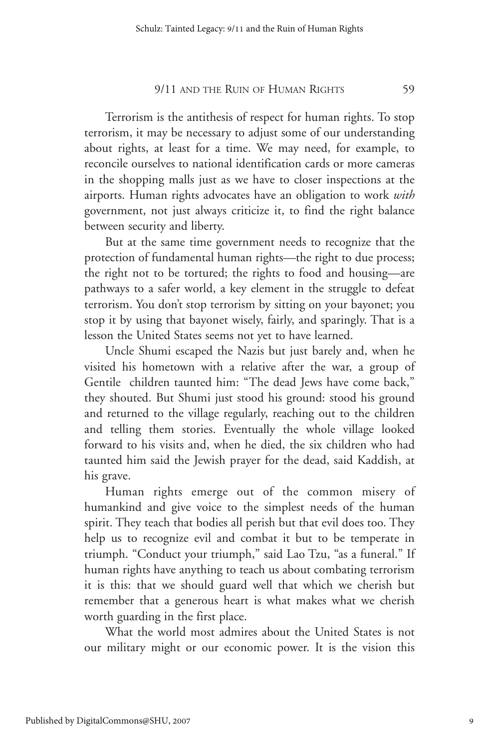Terrorism is the antithesis of respect for human rights. To stop terrorism, it may be necessary to adjust some of our understanding about rights, at least for a time. We may need, for example, to reconcile ourselves to national identification cards or more cameras in the shopping malls just as we have to closer inspections at the airports. Human rights advocates have an obligation to work *with* government, not just always criticize it, to find the right balance between security and liberty.

But at the same time government needs to recognize that the protection of fundamental human rights—the right to due process; the right not to be tortured; the rights to food and housing—are pathways to a safer world, a key element in the struggle to defeat terrorism. You don't stop terrorism by sitting on your bayonet; you stop it by using that bayonet wisely, fairly, and sparingly. That is a lesson the United States seems not yet to have learned.

Uncle Shumi escaped the Nazis but just barely and, when he visited his hometown with a relative after the war, a group of Gentile children taunted him: "The dead Jews have come back," they shouted. But Shumi just stood his ground: stood his ground and returned to the village regularly, reaching out to the children and telling them stories. Eventually the whole village looked forward to his visits and, when he died, the six children who had taunted him said the Jewish prayer for the dead, said Kaddish, at his grave.

Human rights emerge out of the common misery of humankind and give voice to the simplest needs of the human spirit. They teach that bodies all perish but that evil does too. They help us to recognize evil and combat it but to be temperate in triumph. "Conduct your triumph," said Lao Tzu, "as a funeral." If human rights have anything to teach us about combating terrorism it is this: that we should guard well that which we cherish but remember that a generous heart is what makes what we cherish worth guarding in the first place.

What the world most admires about the United States is not our military might or our economic power. It is the vision this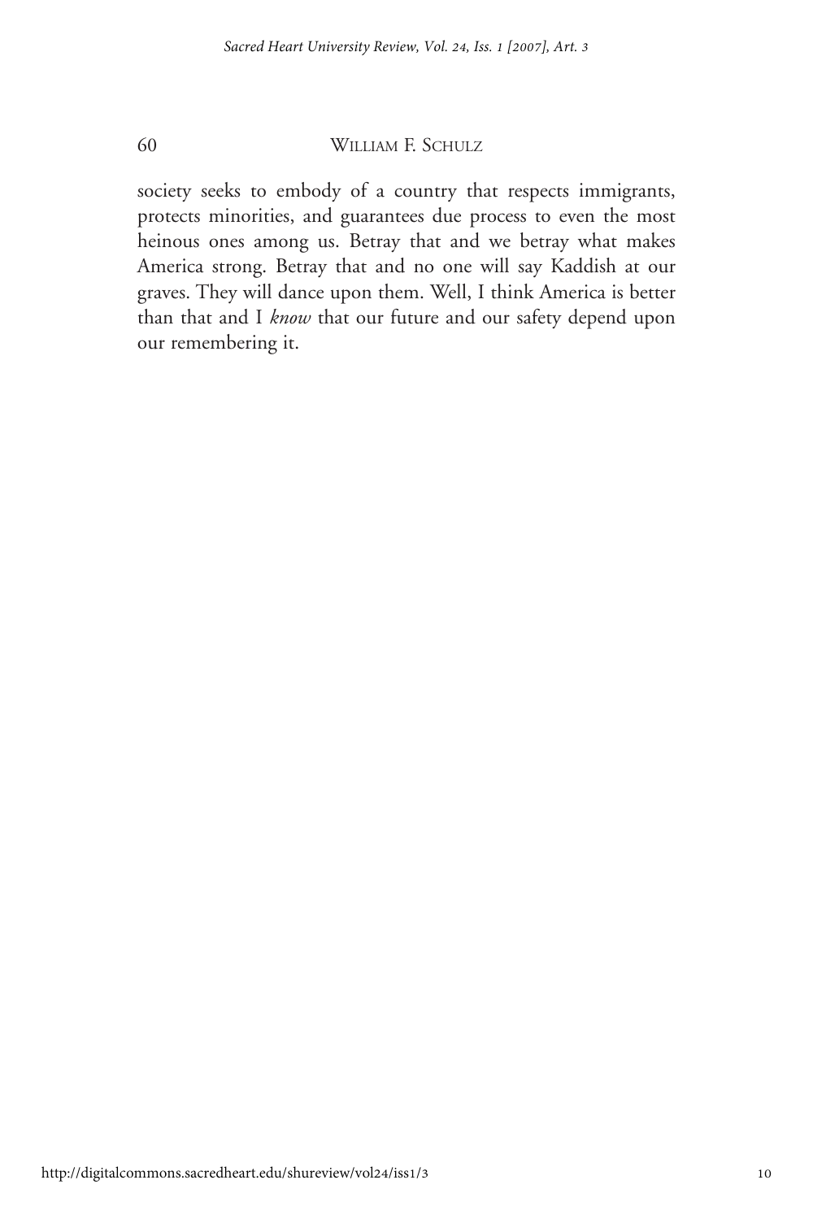society seeks to embody of a country that respects immigrants, protects minorities, and guarantees due process to even the most heinous ones among us. Betray that and we betray what makes America strong. Betray that and no one will say Kaddish at our graves. They will dance upon them. Well, I think America is better than that and I *know* that our future and our safety depend upon our remembering it.